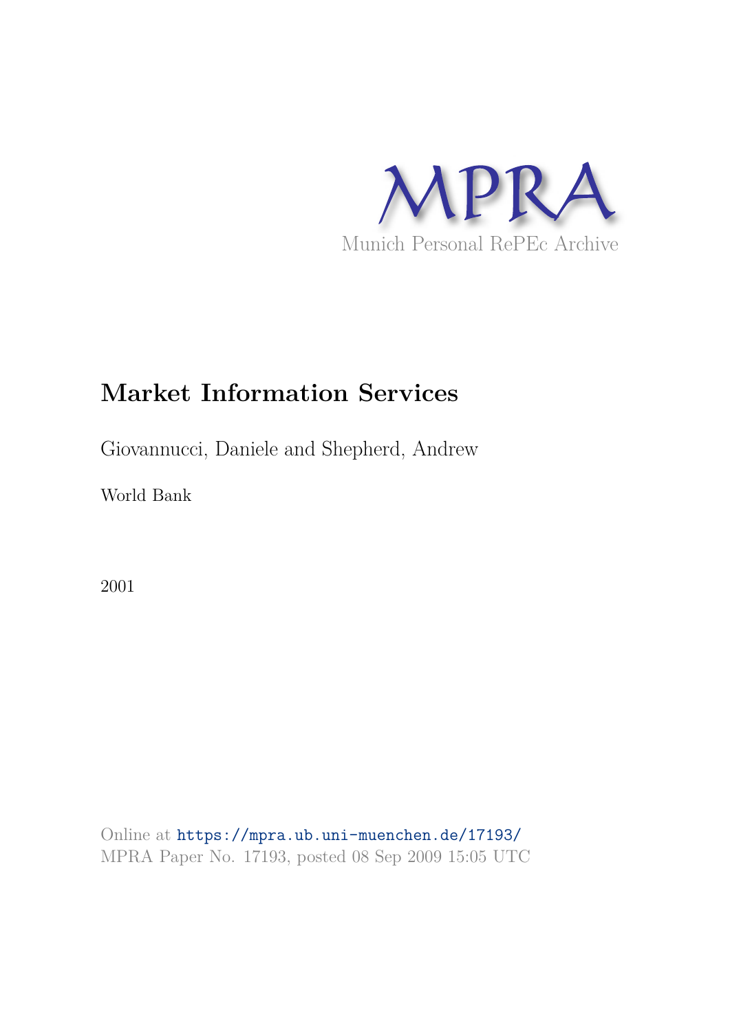MPRA

Munich Personal RePEc Archive

# Market Information Services

Giovannucci, Daniele and Shepherd, Andrew

World Bank

2001

Online at https://mpra.ub.uni-muenchen.de/17193/
MPRA Paper No. 17193, posted 08 Sep 2009 15:05 UTC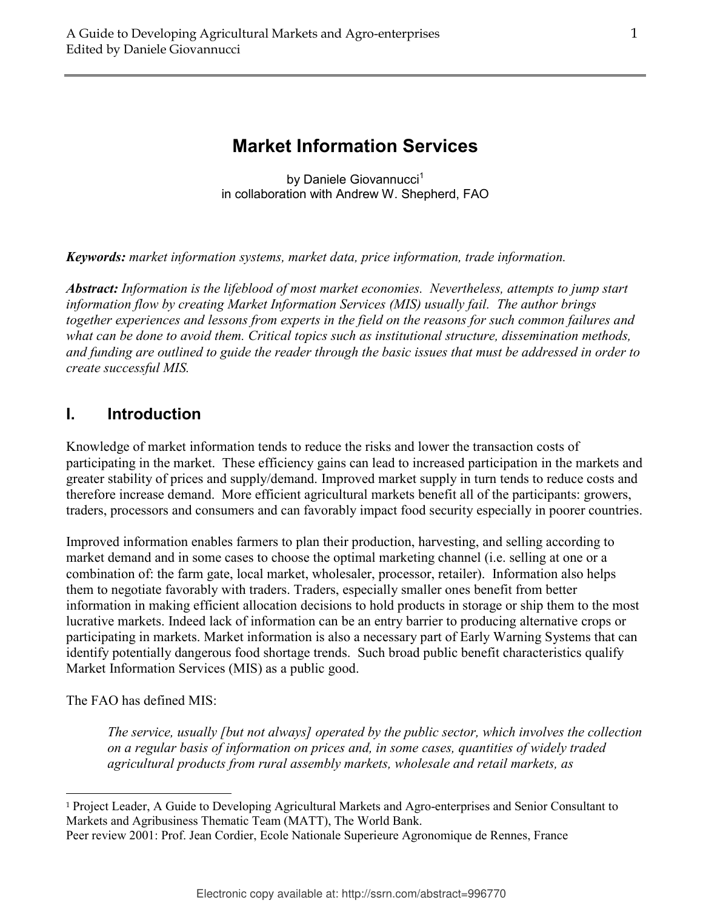# Market Information Services

by Daniele Giovannucci[1]
in collaboration with Andrew W. Shepherd, FAO

***Keywords:*** *market information systems, market data, price information, trade information.*

***Abstract:*** *Information is the lifeblood of most market economies. Nevertheless, attempts to jump start information flow by creating Market Information Services (MIS) usually fail. The author brings together experiences and lessons from experts in the field on the reasons for such common failures and what can be done to avoid them. Critical topics such as institutional structure, dissemination methods, and funding are outlined to guide the reader through the basic issues that must be addressed in order to create successful MIS.*

## I. Introduction

Knowledge of market information tends to reduce the risks and lower the transaction costs of participating in the market. These efficiency gains can lead to increased participation in the markets and greater stability of prices and supply/demand. Improved market supply in turn tends to reduce costs and therefore increase demand. More efficient agricultural markets benefit all of the participants: growers, traders, processors and consumers and can favorably impact food security especially in poorer countries.

Improved information enables farmers to plan their production, harvesting, and selling according to market demand and in some cases to choose the optimal marketing channel (i.e. selling at one or a combination of: the farm gate, local market, wholesaler, processor, retailer). Information also helps them to negotiate favorably with traders. Traders, especially smaller ones benefit from better information in making efficient allocation decisions to hold products in storage or ship them to the most lucrative markets. Indeed lack of information can be an entry barrier to producing alternative crops or participating in markets. Market information is also a necessary part of Early Warning Systems that can identify potentially dangerous food shortage trends. Such broad public benefit characteristics qualify Market Information Services (MIS) as a public good.

The FAO has defined MIS:

> *The service, usually [but not always] operated by the public sector, which involves the collection on a regular basis of information on prices and, in some cases, quantities of widely traded agricultural products from rural assembly markets, wholesale and retail markets, as*

[1] Project Leader, A Guide to Developing Agricultural Markets and Agro-enterprises and Senior Consultant to Markets and Agribusiness Thematic Team (MATT), The World Bank.
Peer review 2001: Prof. Jean Cordier, Ecole Nationale Superieure Agronomique de Rennes, France

Electronic copy available at: http://ssrn.com/abstract=996770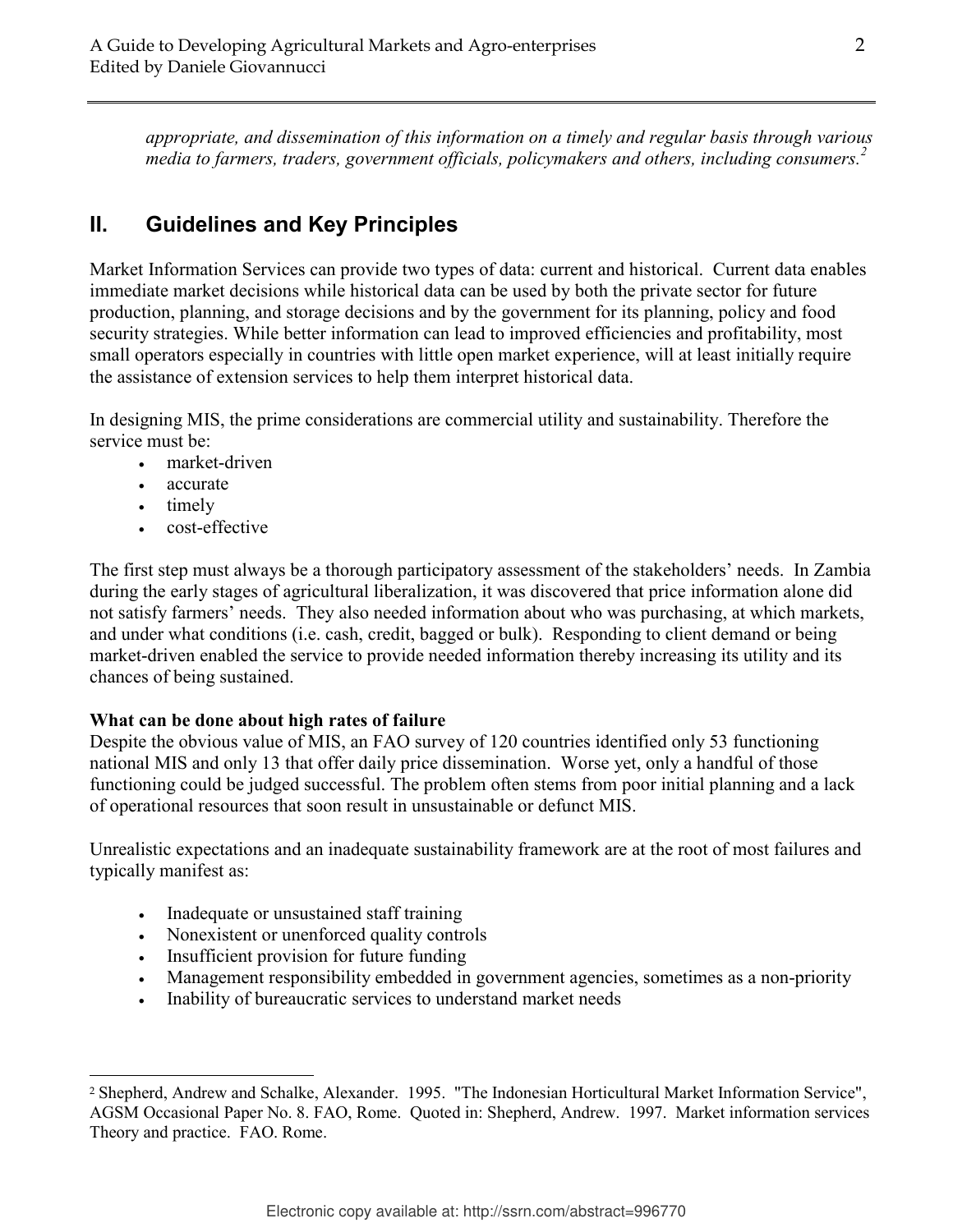*appropriate, and dissemination of this information on a timely and regular basis through various media to farmers, traders, government officials, policymakers and others, including consumers.*[2]

## II. Guidelines and Key Principles

Market Information Services can provide two types of data: current and historical. Current data enables immediate market decisions while historical data can be used by both the private sector for future production, planning, and storage decisions and by the government for its planning, policy and food security strategies. While better information can lead to improved efficiencies and profitability, most small operators especially in countries with little open market experience, will at least initially require the assistance of extension services to help them interpret historical data.

In designing MIS, the prime considerations are commercial utility and sustainability. Therefore the service must be:

- market-driven
- accurate
- timely
- cost-effective

The first step must always be a thorough participatory assessment of the stakeholders' needs. In Zambia during the early stages of agricultural liberalization, it was discovered that price information alone did not satisfy farmers' needs. They also needed information about who was purchasing, at which markets, and under what conditions (i.e. cash, credit, bagged or bulk). Responding to client demand or being market-driven enabled the service to provide needed information thereby increasing its utility and its chances of being sustained.

**What can be done about high rates of failure**

Despite the obvious value of MIS, an FAO survey of 120 countries identified only 53 functioning national MIS and only 13 that offer daily price dissemination. Worse yet, only a handful of those functioning could be judged successful. The problem often stems from poor initial planning and a lack of operational resources that soon result in unsustainable or defunct MIS.

Unrealistic expectations and an inadequate sustainability framework are at the root of most failures and typically manifest as:

- Inadequate or unsustained staff training
- Nonexistent or unenforced quality controls
- Insufficient provision for future funding
- Management responsibility embedded in government agencies, sometimes as a non-priority
- Inability of bureaucratic services to understand market needs

---

[2] Shepherd, Andrew and Schalke, Alexander. 1995. "The Indonesian Horticultural Market Information Service", AGSM Occasional Paper No. 8. FAO, Rome. Quoted in: Shepherd, Andrew. 1997. Market information services Theory and practice. FAO. Rome.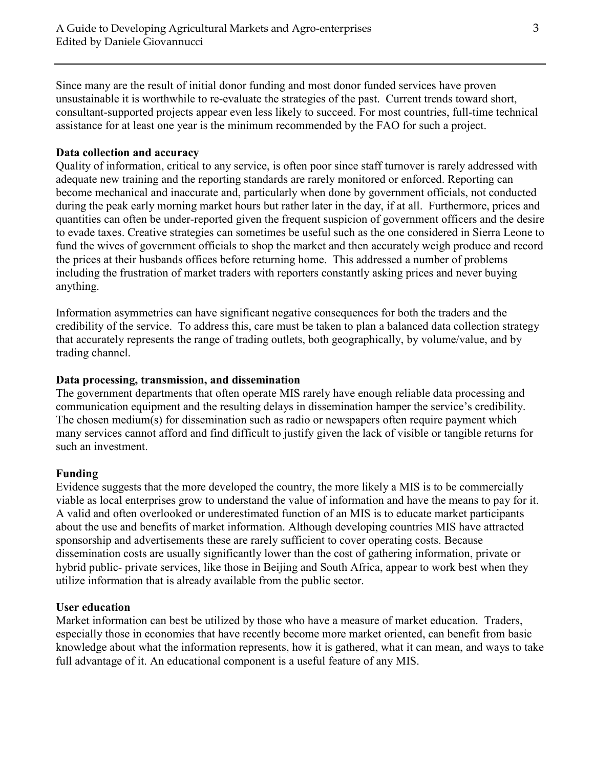Since many are the result of initial donor funding and most donor funded services have proven unsustainable it is worthwhile to re-evaluate the strategies of the past. Current trends toward short, consultant-supported projects appear even less likely to succeed. For most countries, full-time technical assistance for at least one year is the minimum recommended by the FAO for such a project.

**Data collection and accuracy**

Quality of information, critical to any service, is often poor since staff turnover is rarely addressed with adequate new training and the reporting standards are rarely monitored or enforced. Reporting can become mechanical and inaccurate and, particularly when done by government officials, not conducted during the peak early morning market hours but rather later in the day, if at all. Furthermore, prices and quantities can often be under-reported given the frequent suspicion of government officers and the desire to evade taxes. Creative strategies can sometimes be useful such as the one considered in Sierra Leone to fund the wives of government officials to shop the market and then accurately weigh produce and record the prices at their husbands offices before returning home. This addressed a number of problems including the frustration of market traders with reporters constantly asking prices and never buying anything.

Information asymmetries can have significant negative consequences for both the traders and the credibility of the service. To address this, care must be taken to plan a balanced data collection strategy that accurately represents the range of trading outlets, both geographically, by volume/value, and by trading channel.

**Data processing, transmission, and dissemination**

The government departments that often operate MIS rarely have enough reliable data processing and communication equipment and the resulting delays in dissemination hamper the service's credibility. The chosen medium(s) for dissemination such as radio or newspapers often require payment which many services cannot afford and find difficult to justify given the lack of visible or tangible returns for such an investment.

**Funding**

Evidence suggests that the more developed the country, the more likely a MIS is to be commercially viable as local enterprises grow to understand the value of information and have the means to pay for it. A valid and often overlooked or underestimated function of an MIS is to educate market participants about the use and benefits of market information. Although developing countries MIS have attracted sponsorship and advertisements these are rarely sufficient to cover operating costs. Because dissemination costs are usually significantly lower than the cost of gathering information, private or hybrid public- private services, like those in Beijing and South Africa, appear to work best when they utilize information that is already available from the public sector.

**User education**

Market information can best be utilized by those who have a measure of market education. Traders, especially those in economies that have recently become more market oriented, can benefit from basic knowledge about what the information represents, how it is gathered, what it can mean, and ways to take full advantage of it. An educational component is a useful feature of any MIS.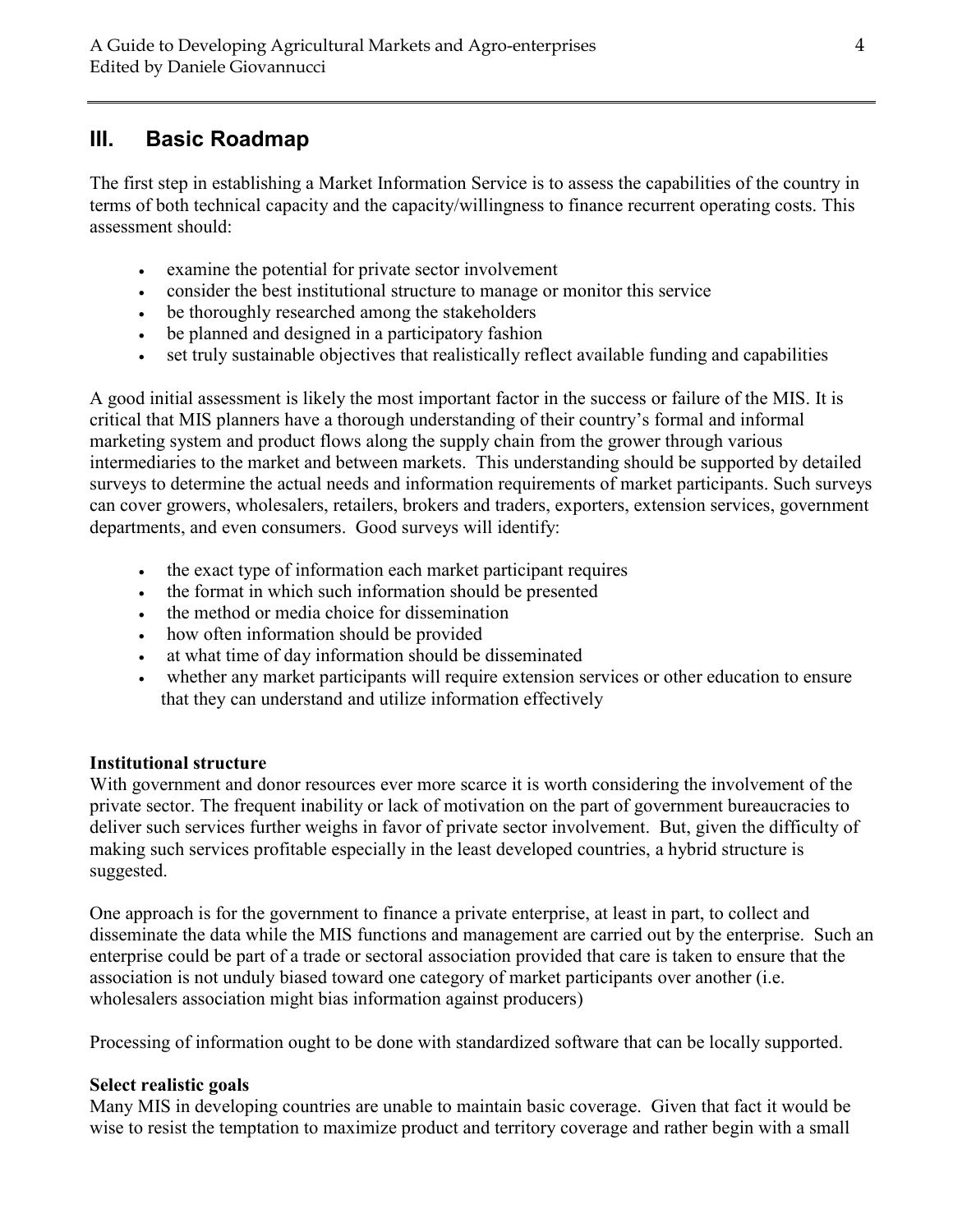## III. Basic Roadmap

The first step in establishing a Market Information Service is to assess the capabilities of the country in terms of both technical capacity and the capacity/willingness to finance recurrent operating costs. This assessment should:

- examine the potential for private sector involvement
- consider the best institutional structure to manage or monitor this service
- be thoroughly researched among the stakeholders
- be planned and designed in a participatory fashion
- set truly sustainable objectives that realistically reflect available funding and capabilities

A good initial assessment is likely the most important factor in the success or failure of the MIS. It is critical that MIS planners have a thorough understanding of their country's formal and informal marketing system and product flows along the supply chain from the grower through various intermediaries to the market and between markets. This understanding should be supported by detailed surveys to determine the actual needs and information requirements of market participants. Such surveys can cover growers, wholesalers, retailers, brokers and traders, exporters, extension services, government departments, and even consumers. Good surveys will identify:

- the exact type of information each market participant requires
- the format in which such information should be presented
- the method or media choice for dissemination
- how often information should be provided
- at what time of day information should be disseminated
- whether any market participants will require extension services or other education to ensure that they can understand and utilize information effectively

**Institutional structure**

With government and donor resources ever more scarce it is worth considering the involvement of the private sector. The frequent inability or lack of motivation on the part of government bureaucracies to deliver such services further weighs in favor of private sector involvement. But, given the difficulty of making such services profitable especially in the least developed countries, a hybrid structure is suggested.

One approach is for the government to finance a private enterprise, at least in part, to collect and disseminate the data while the MIS functions and management are carried out by the enterprise. Such an enterprise could be part of a trade or sectoral association provided that care is taken to ensure that the association is not unduly biased toward one category of market participants over another (i.e. wholesalers association might bias information against producers)

Processing of information ought to be done with standardized software that can be locally supported.

**Select realistic goals**

Many MIS in developing countries are unable to maintain basic coverage. Given that fact it would be wise to resist the temptation to maximize product and territory coverage and rather begin with a small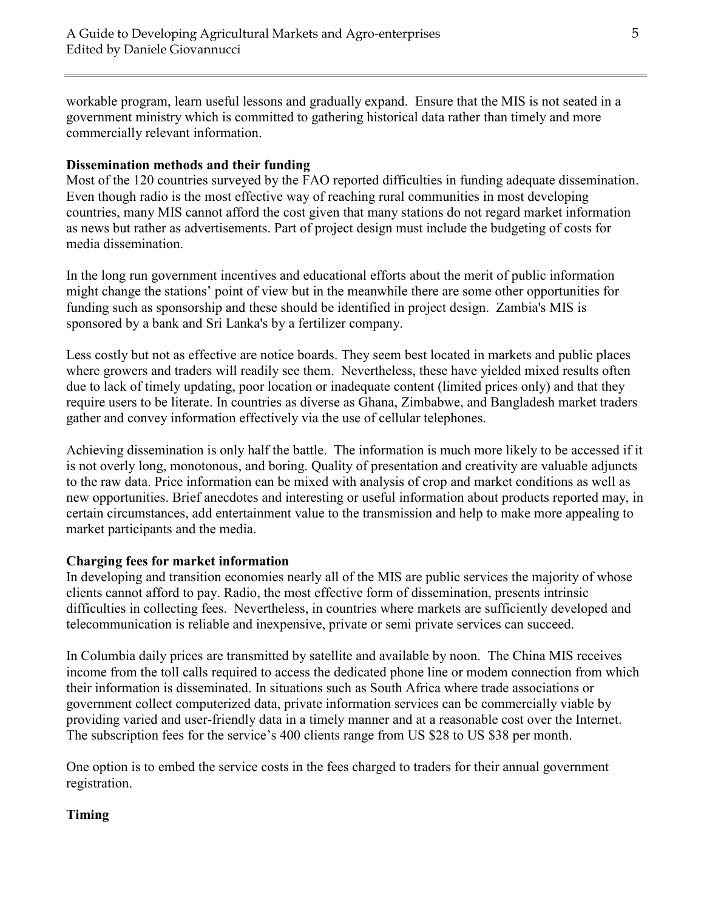workable program, learn useful lessons and gradually expand. Ensure that the MIS is not seated in a government ministry which is committed to gathering historical data rather than timely and more commercially relevant information.

**Dissemination methods and their funding**

Most of the 120 countries surveyed by the FAO reported difficulties in funding adequate dissemination. Even though radio is the most effective way of reaching rural communities in most developing countries, many MIS cannot afford the cost given that many stations do not regard market information as news but rather as advertisements. Part of project design must include the budgeting of costs for media dissemination.

In the long run government incentives and educational efforts about the merit of public information might change the stations' point of view but in the meanwhile there are some other opportunities for funding such as sponsorship and these should be identified in project design. Zambia's MIS is sponsored by a bank and Sri Lanka's by a fertilizer company.

Less costly but not as effective are notice boards. They seem best located in markets and public places where growers and traders will readily see them. Nevertheless, these have yielded mixed results often due to lack of timely updating, poor location or inadequate content (limited prices only) and that they require users to be literate. In countries as diverse as Ghana, Zimbabwe, and Bangladesh market traders gather and convey information effectively via the use of cellular telephones.

Achieving dissemination is only half the battle. The information is much more likely to be accessed if it is not overly long, monotonous, and boring. Quality of presentation and creativity are valuable adjuncts to the raw data. Price information can be mixed with analysis of crop and market conditions as well as new opportunities. Brief anecdotes and interesting or useful information about products reported may, in certain circumstances, add entertainment value to the transmission and help to make more appealing to market participants and the media.

**Charging fees for market information**

In developing and transition economies nearly all of the MIS are public services the majority of whose clients cannot afford to pay. Radio, the most effective form of dissemination, presents intrinsic difficulties in collecting fees. Nevertheless, in countries where markets are sufficiently developed and telecommunication is reliable and inexpensive, private or semi private services can succeed.

In Columbia daily prices are transmitted by satellite and available by noon. The China MIS receives income from the toll calls required to access the dedicated phone line or modem connection from which their information is disseminated. In situations such as South Africa where trade associations or government collect computerized data, private information services can be commercially viable by providing varied and user-friendly data in a timely manner and at a reasonable cost over the Internet. The subscription fees for the service's 400 clients range from US \$28 to US \$38 per month.

One option is to embed the service costs in the fees charged to traders for their annual government registration.

**Timing**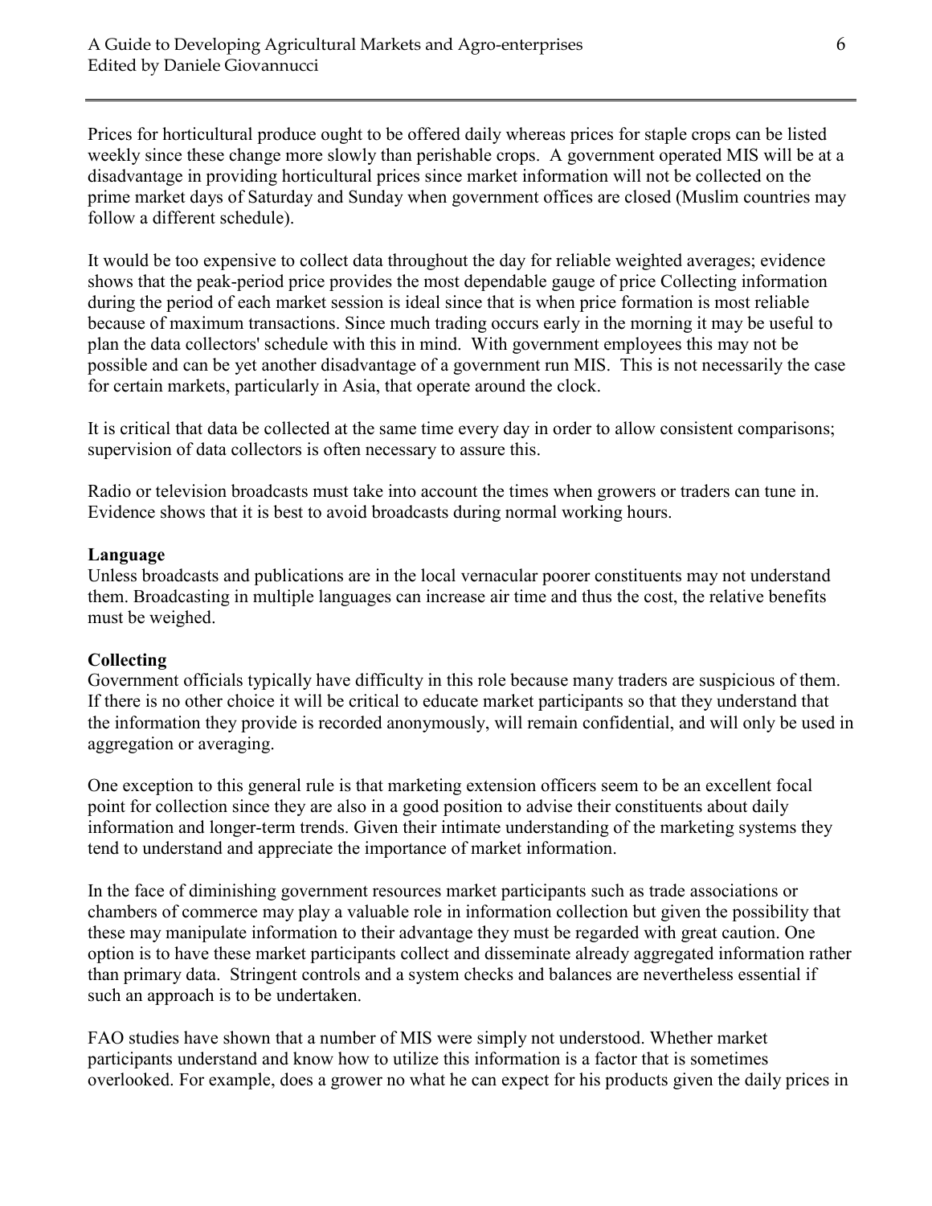Prices for horticultural produce ought to be offered daily whereas prices for staple crops can be listed weekly since these change more slowly than perishable crops. A government operated MIS will be at a disadvantage in providing horticultural prices since market information will not be collected on the prime market days of Saturday and Sunday when government offices are closed (Muslim countries may follow a different schedule).

It would be too expensive to collect data throughout the day for reliable weighted averages; evidence shows that the peak-period price provides the most dependable gauge of price Collecting information during the period of each market session is ideal since that is when price formation is most reliable because of maximum transactions. Since much trading occurs early in the morning it may be useful to plan the data collectors' schedule with this in mind. With government employees this may not be possible and can be yet another disadvantage of a government run MIS. This is not necessarily the case for certain markets, particularly in Asia, that operate around the clock.

It is critical that data be collected at the same time every day in order to allow consistent comparisons; supervision of data collectors is often necessary to assure this.

Radio or television broadcasts must take into account the times when growers or traders can tune in. Evidence shows that it is best to avoid broadcasts during normal working hours.

**Language**

Unless broadcasts and publications are in the local vernacular poorer constituents may not understand them. Broadcasting in multiple languages can increase air time and thus the cost, the relative benefits must be weighed.

**Collecting**

Government officials typically have difficulty in this role because many traders are suspicious of them. If there is no other choice it will be critical to educate market participants so that they understand that the information they provide is recorded anonymously, will remain confidential, and will only be used in aggregation or averaging.

One exception to this general rule is that marketing extension officers seem to be an excellent focal point for collection since they are also in a good position to advise their constituents about daily information and longer-term trends. Given their intimate understanding of the marketing systems they tend to understand and appreciate the importance of market information.

In the face of diminishing government resources market participants such as trade associations or chambers of commerce may play a valuable role in information collection but given the possibility that these may manipulate information to their advantage they must be regarded with great caution. One option is to have these market participants collect and disseminate already aggregated information rather than primary data. Stringent controls and a system checks and balances are nevertheless essential if such an approach is to be undertaken.

FAO studies have shown that a number of MIS were simply not understood. Whether market participants understand and know how to utilize this information is a factor that is sometimes overlooked. For example, does a grower no what he can expect for his products given the daily prices in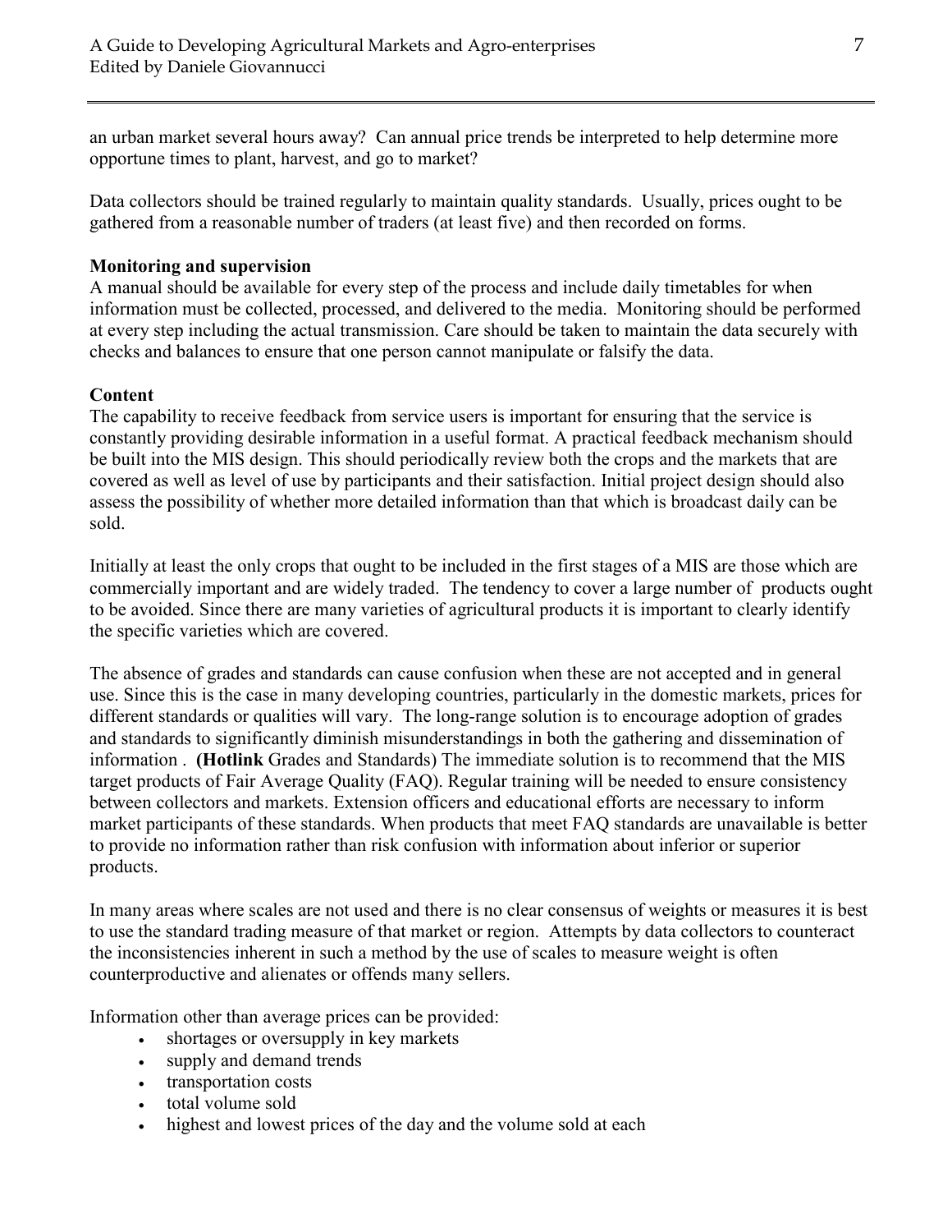an urban market several hours away? Can annual price trends be interpreted to help determine more opportune times to plant, harvest, and go to market?

Data collectors should be trained regularly to maintain quality standards. Usually, prices ought to be gathered from a reasonable number of traders (at least five) and then recorded on forms.

**Monitoring and supervision**
A manual should be available for every step of the process and include daily timetables for when information must be collected, processed, and delivered to the media. Monitoring should be performed at every step including the actual transmission. Care should be taken to maintain the data securely with checks and balances to ensure that one person cannot manipulate or falsify the data.

**Content**
The capability to receive feedback from service users is important for ensuring that the service is constantly providing desirable information in a useful format. A practical feedback mechanism should be built into the MIS design. This should periodically review both the crops and the markets that are covered as well as level of use by participants and their satisfaction. Initial project design should also assess the possibility of whether more detailed information than that which is broadcast daily can be sold.

Initially at least the only crops that ought to be included in the first stages of a MIS are those which are commercially important and are widely traded. The tendency to cover a large number of products ought to be avoided. Since there are many varieties of agricultural products it is important to clearly identify the specific varieties which are covered.

The absence of grades and standards can cause confusion when these are not accepted and in general use. Since this is the case in many developing countries, particularly in the domestic markets, prices for different standards or qualities will vary. The long-range solution is to encourage adoption of grades and standards to significantly diminish misunderstandings in both the gathering and dissemination of information . **(Hotlink** Grades and Standards) The immediate solution is to recommend that the MIS target products of Fair Average Quality (FAQ). Regular training will be needed to ensure consistency between collectors and markets. Extension officers and educational efforts are necessary to inform market participants of these standards. When products that meet FAQ standards are unavailable is better to provide no information rather than risk confusion with information about inferior or superior products.

In many areas where scales are not used and there is no clear consensus of weights or measures it is best to use the standard trading measure of that market or region. Attempts by data collectors to counteract the inconsistencies inherent in such a method by the use of scales to measure weight is often counterproductive and alienates or offends many sellers.

Information other than average prices can be provided:

- shortages or oversupply in key markets
- supply and demand trends
- transportation costs
- total volume sold
- highest and lowest prices of the day and the volume sold at each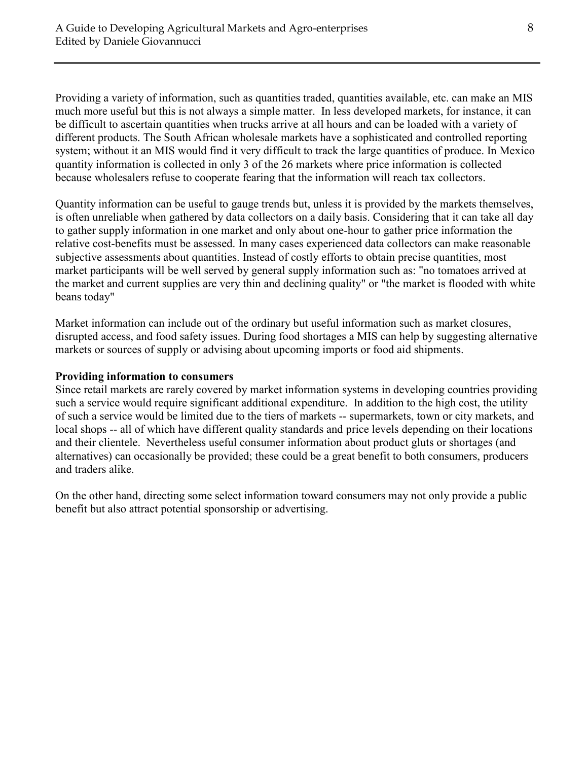Providing a variety of information, such as quantities traded, quantities available, etc. can make an MIS much more useful but this is not always a simple matter. In less developed markets, for instance, it can be difficult to ascertain quantities when trucks arrive at all hours and can be loaded with a variety of different products. The South African wholesale markets have a sophisticated and controlled reporting system; without it an MIS would find it very difficult to track the large quantities of produce. In Mexico quantity information is collected in only 3 of the 26 markets where price information is collected because wholesalers refuse to cooperate fearing that the information will reach tax collectors.

Quantity information can be useful to gauge trends but, unless it is provided by the markets themselves, is often unreliable when gathered by data collectors on a daily basis. Considering that it can take all day to gather supply information in one market and only about one-hour to gather price information the relative cost-benefits must be assessed. In many cases experienced data collectors can make reasonable subjective assessments about quantities. Instead of costly efforts to obtain precise quantities, most market participants will be well served by general supply information such as: "no tomatoes arrived at the market and current supplies are very thin and declining quality" or "the market is flooded with white beans today"

Market information can include out of the ordinary but useful information such as market closures, disrupted access, and food safety issues. During food shortages a MIS can help by suggesting alternative markets or sources of supply or advising about upcoming imports or food aid shipments.

**Providing information to consumers**

Since retail markets are rarely covered by market information systems in developing countries providing such a service would require significant additional expenditure. In addition to the high cost, the utility of such a service would be limited due to the tiers of markets -- supermarkets, town or city markets, and local shops -- all of which have different quality standards and price levels depending on their locations and their clientele. Nevertheless useful consumer information about product gluts or shortages (and alternatives) can occasionally be provided; these could be a great benefit to both consumers, producers and traders alike.

On the other hand, directing some select information toward consumers may not only provide a public benefit but also attract potential sponsorship or advertising.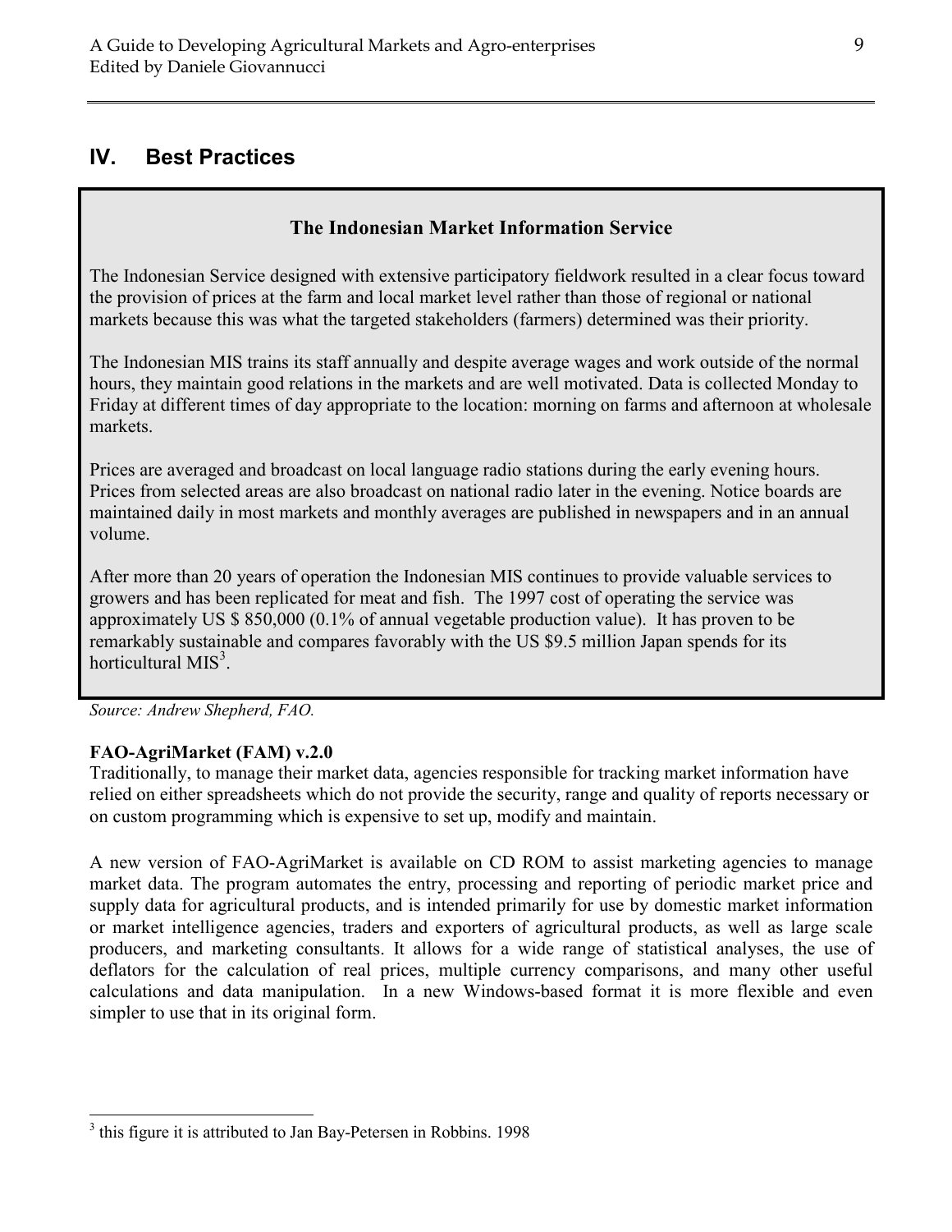## IV. Best Practices

**The Indonesian Market Information Service**

The Indonesian Service designed with extensive participatory fieldwork resulted in a clear focus toward the provision of prices at the farm and local market level rather than those of regional or national markets because this was what the targeted stakeholders (farmers) determined was their priority.

The Indonesian MIS trains its staff annually and despite average wages and work outside of the normal hours, they maintain good relations in the markets and are well motivated. Data is collected Monday to Friday at different times of day appropriate to the location: morning on farms and afternoon at wholesale markets.

Prices are averaged and broadcast on local language radio stations during the early evening hours. Prices from selected areas are also broadcast on national radio later in the evening. Notice boards are maintained daily in most markets and monthly averages are published in newspapers and in an annual volume.

After more than 20 years of operation the Indonesian MIS continues to provide valuable services to growers and has been replicated for meat and fish. The 1997 cost of operating the service was approximately US $ 850,000 (0.1% of annual vegetable production value). It has proven to be remarkably sustainable and compares favorably with the US $9.5 million Japan spends for its horticultural MIS[3].

*Source: Andrew Shepherd, FAO.*

**FAO-AgriMarket (FAM) v.2.0**

Traditionally, to manage their market data, agencies responsible for tracking market information have relied on either spreadsheets which do not provide the security, range and quality of reports necessary or on custom programming which is expensive to set up, modify and maintain.

A new version of FAO-AgriMarket is available on CD ROM to assist marketing agencies to manage market data. The program automates the entry, processing and reporting of periodic market price and supply data for agricultural products, and is intended primarily for use by domestic market information or market intelligence agencies, traders and exporters of agricultural products, as well as large scale producers, and marketing consultants. It allows for a wide range of statistical analyses, the use of deflators for the calculation of real prices, multiple currency comparisons, and many other useful calculations and data manipulation. In a new Windows-based format it is more flexible and even simpler to use that in its original form.

[3] this figure it is attributed to Jan Bay-Petersen in Robbins. 1998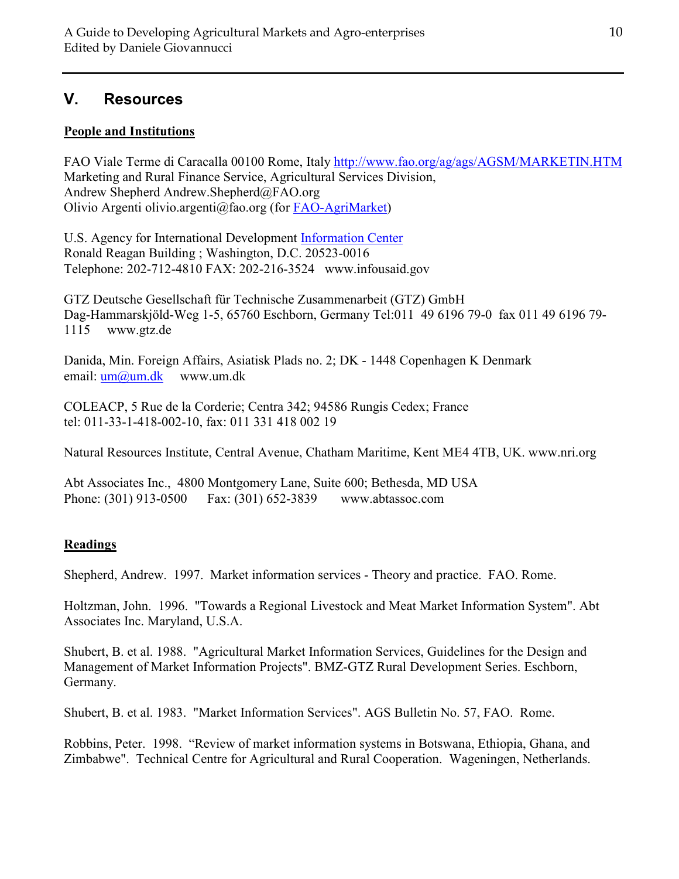## V. Resources

**People and Institutions**

FAO Viale Terme di Caracalla 00100 Rome, Italy http://www.fao.org/ag/ags/AGSM/MARKETIN.HTM
Marketing and Rural Finance Service, Agricultural Services Division,
Andrew Shepherd Andrew.Shepherd@FAO.org
Olivio Argenti olivio.argenti@fao.org (for FAO-AgriMarket)

U.S. Agency for International Development Information Center
Ronald Reagan Building ; Washington, D.C. 20523-0016
Telephone: 202-712-4810 FAX: 202-216-3524 www.infousaid.gov

GTZ Deutsche Gesellschaft für Technische Zusammenarbeit (GTZ) GmbH
Dag-Hammarskjöld-Weg 1-5, 65760 Eschborn, Germany Tel:011 49 6196 79-0 fax 011 49 6196 79-1115 www.gtz.de

Danida, Min. Foreign Affairs, Asiatisk Plads no. 2; DK - 1448 Copenhagen K Denmark
email: um@um.dk www.um.dk

COLEACP, 5 Rue de la Corderie; Centra 342; 94586 Rungis Cedex; France
tel: 011-33-1-418-002-10, fax: 011 331 418 002 19

Natural Resources Institute, Central Avenue, Chatham Maritime, Kent ME4 4TB, UK. www.nri.org

Abt Associates Inc., 4800 Montgomery Lane, Suite 600; Bethesda, MD USA
Phone: (301) 913-0500 Fax: (301) 652-3839 www.abtassoc.com

**Readings**

Shepherd, Andrew. 1997. Market information services - Theory and practice. FAO. Rome.

Holtzman, John. 1996. "Towards a Regional Livestock and Meat Market Information System". Abt Associates Inc. Maryland, U.S.A.

Shubert, B. et al. 1988. "Agricultural Market Information Services, Guidelines for the Design and Management of Market Information Projects". BMZ-GTZ Rural Development Series. Eschborn, Germany.

Shubert, B. et al. 1983. "Market Information Services". AGS Bulletin No. 57, FAO. Rome.

Robbins, Peter. 1998. "Review of market information systems in Botswana, Ethiopia, Ghana, and Zimbabwe". Technical Centre for Agricultural and Rural Cooperation. Wageningen, Netherlands.